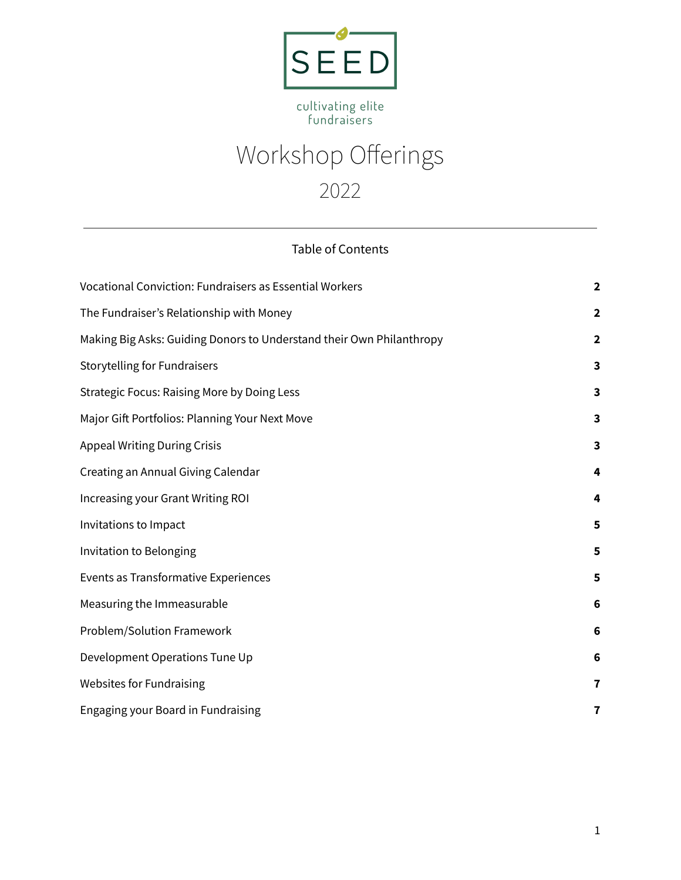SEED

cultivating elite fundraisers

# Workshop Offerings

## 2022

---

### Table of Contents

| | |
|---|---|
| Vocational Conviction: Fundraisers as Essential Workers | **2** |
| The Fundraiser's Relationship with Money | **2** |
| Making Big Asks: Guiding Donors to Understand their Own Philanthropy | **2** |
| Storytelling for Fundraisers | **3** |
| Strategic Focus: Raising More by Doing Less | **3** |
| Major Gift Portfolios: Planning Your Next Move | **3** |
| Appeal Writing During Crisis | **3** |
| Creating an Annual Giving Calendar | **4** |
| Increasing your Grant Writing ROI | **4** |
| Invitations to Impact | **5** |
| Invitation to Belonging | **5** |
| Events as Transformative Experiences | **5** |
| Measuring the Immeasurable | **6** |
| Problem/Solution Framework | **6** |
| Development Operations Tune Up | **6** |
| Websites for Fundraising | **7** |
| Engaging your Board in Fundraising | **7** |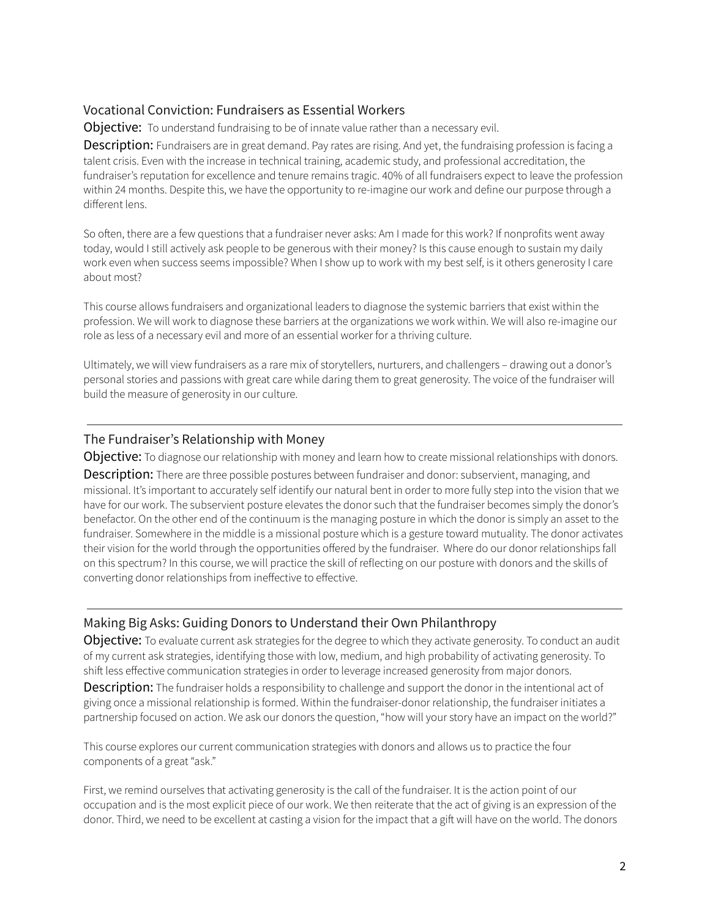## Vocational Conviction: Fundraisers as Essential Workers

**Objective:** To understand fundraising to be of innate value rather than a necessary evil.

**Description:** Fundraisers are in great demand. Pay rates are rising. And yet, the fundraising profession is facing a talent crisis. Even with the increase in technical training, academic study, and professional accreditation, the fundraiser's reputation for excellence and tenure remains tragic. 40% of all fundraisers expect to leave the profession within 24 months. Despite this, we have the opportunity to re-imagine our work and define our purpose through a different lens.

So often, there are a few questions that a fundraiser never asks: Am I made for this work? If nonprofits went away today, would I still actively ask people to be generous with their money? Is this cause enough to sustain my daily work even when success seems impossible? When I show up to work with my best self, is it others generosity I care about most?

This course allows fundraisers and organizational leaders to diagnose the systemic barriers that exist within the profession. We will work to diagnose these barriers at the organizations we work within. We will also re-imagine our role as less of a necessary evil and more of an essential worker for a thriving culture.

Ultimately, we will view fundraisers as a rare mix of storytellers, nurturers, and challengers – drawing out a donor's personal stories and passions with great care while daring them to great generosity. The voice of the fundraiser will build the measure of generosity in our culture.

---

## The Fundraiser's Relationship with Money

**Objective:** To diagnose our relationship with money and learn how to create missional relationships with donors.

**Description:** There are three possible postures between fundraiser and donor: subservient, managing, and missional. It's important to accurately self identify our natural bent in order to more fully step into the vision that we have for our work. The subservient posture elevates the donor such that the fundraiser becomes simply the donor's benefactor. On the other end of the continuum is the managing posture in which the donor is simply an asset to the fundraiser. Somewhere in the middle is a missional posture which is a gesture toward mutuality. The donor activates their vision for the world through the opportunities offered by the fundraiser. Where do our donor relationships fall on this spectrum? In this course, we will practice the skill of reflecting on our posture with donors and the skills of converting donor relationships from ineffective to effective.

---

## Making Big Asks: Guiding Donors to Understand their Own Philanthropy

**Objective:** To evaluate current ask strategies for the degree to which they activate generosity. To conduct an audit of my current ask strategies, identifying those with low, medium, and high probability of activating generosity. To shift less effective communication strategies in order to leverage increased generosity from major donors.

**Description:** The fundraiser holds a responsibility to challenge and support the donor in the intentional act of giving once a missional relationship is formed. Within the fundraiser-donor relationship, the fundraiser initiates a partnership focused on action. We ask our donors the question, "how will your story have an impact on the world?"

This course explores our current communication strategies with donors and allows us to practice the four components of a great "ask."

First, we remind ourselves that activating generosity is the call of the fundraiser. It is the action point of our occupation and is the most explicit piece of our work. We then reiterate that the act of giving is an expression of the donor. Third, we need to be excellent at casting a vision for the impact that a gift will have on the world. The donors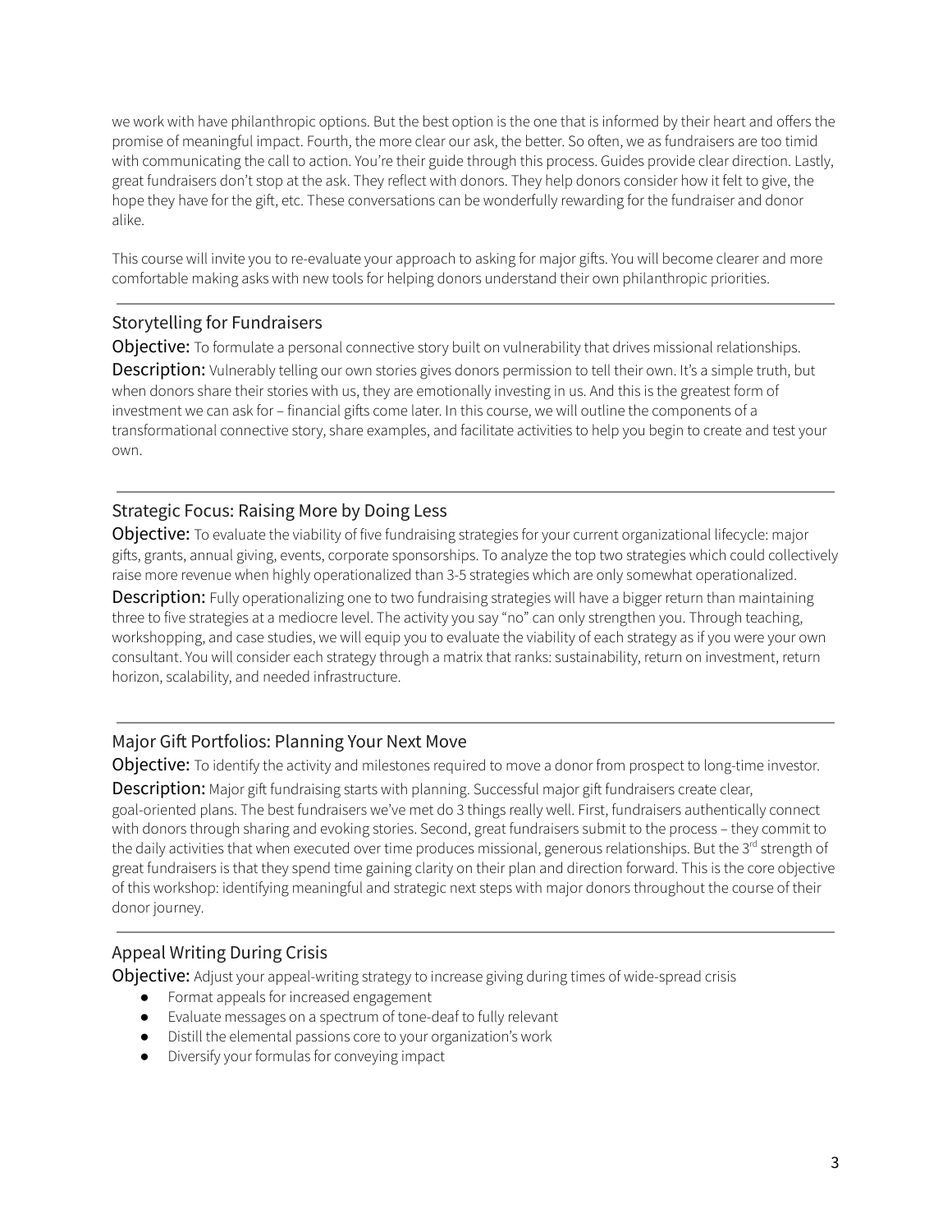we work with have philanthropic options. But the best option is the one that is informed by their heart and offers the promise of meaningful impact. Fourth, the more clear our ask, the better. So often, we as fundraisers are too timid with communicating the call to action. You're their guide through this process. Guides provide clear direction. Lastly, great fundraisers don't stop at the ask. They reflect with donors. They help donors consider how it felt to give, the hope they have for the gift, etc. These conversations can be wonderfully rewarding for the fundraiser and donor alike.

This course will invite you to re-evaluate your approach to asking for major gifts. You will become clearer and more comfortable making asks with new tools for helping donors understand their own philanthropic priorities.

---

## Storytelling for Fundraisers

**Objective:** To formulate a personal connective story built on vulnerability that drives missional relationships.

**Description:** Vulnerably telling our own stories gives donors permission to tell their own. It's a simple truth, but when donors share their stories with us, they are emotionally investing in us. And this is the greatest form of investment we can ask for – financial gifts come later. In this course, we will outline the components of a transformational connective story, share examples, and facilitate activities to help you begin to create and test your own.

---

## Strategic Focus: Raising More by Doing Less

**Objective:** To evaluate the viability of five fundraising strategies for your current organizational lifecycle: major gifts, grants, annual giving, events, corporate sponsorships. To analyze the top two strategies which could collectively raise more revenue when highly operationalized than 3-5 strategies which are only somewhat operationalized.

**Description:** Fully operationalizing one to two fundraising strategies will have a bigger return than maintaining three to five strategies at a mediocre level. The activity you say "no" can only strengthen you. Through teaching, workshopping, and case studies, we will equip you to evaluate the viability of each strategy as if you were your own consultant. You will consider each strategy through a matrix that ranks: sustainability, return on investment, return horizon, scalability, and needed infrastructure.

---

## Major Gift Portfolios: Planning Your Next Move

**Objective:** To identify the activity and milestones required to move a donor from prospect to long-time investor.

**Description:** Major gift fundraising starts with planning. Successful major gift fundraisers create clear, goal-oriented plans. The best fundraisers we've met do 3 things really well. First, fundraisers authentically connect with donors through sharing and evoking stories. Second, great fundraisers submit to the process – they commit to the daily activities that when executed over time produces missional, generous relationships. But the 3rd strength of great fundraisers is that they spend time gaining clarity on their plan and direction forward. This is the core objective of this workshop: identifying meaningful and strategic next steps with major donors throughout the course of their donor journey.

---

## Appeal Writing During Crisis

**Objective:** Adjust your appeal-writing strategy to increase giving during times of wide-spread crisis

- Format appeals for increased engagement
- Evaluate messages on a spectrum of tone-deaf to fully relevant
- Distill the elemental passions core to your organization's work
- Diversify your formulas for conveying impact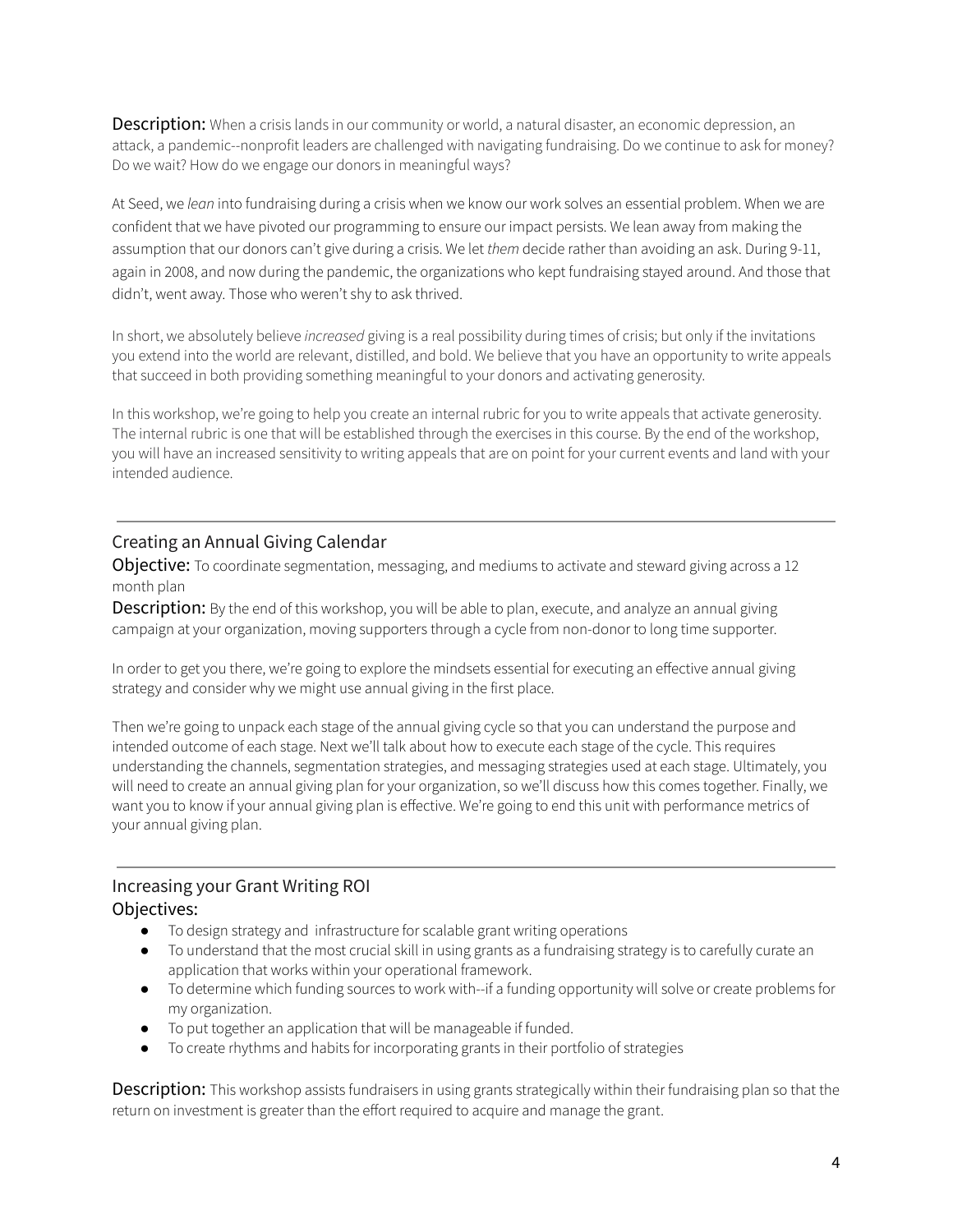**Description:** When a crisis lands in our community or world, a natural disaster, an economic depression, an attack, a pandemic--nonprofit leaders are challenged with navigating fundraising. Do we continue to ask for money? Do we wait? How do we engage our donors in meaningful ways?

At Seed, we *lean* into fundraising during a crisis when we know our work solves an essential problem. When we are confident that we have pivoted our programming to ensure our impact persists. We lean away from making the assumption that our donors can't give during a crisis. We let *them* decide rather than avoiding an ask. During 9-11, again in 2008, and now during the pandemic, the organizations who kept fundraising stayed around. And those that didn't, went away. Those who weren't shy to ask thrived.

In short, we absolutely believe *increased* giving is a real possibility during times of crisis; but only if the invitations you extend into the world are relevant, distilled, and bold. We believe that you have an opportunity to write appeals that succeed in both providing something meaningful to your donors and activating generosity.

In this workshop, we're going to help you create an internal rubric for you to write appeals that activate generosity. The internal rubric is one that will be established through the exercises in this course. By the end of the workshop, you will have an increased sensitivity to writing appeals that are on point for your current events and land with your intended audience.

---

## Creating an Annual Giving Calendar

**Objective:** To coordinate segmentation, messaging, and mediums to activate and steward giving across a 12 month plan

**Description:** By the end of this workshop, you will be able to plan, execute, and analyze an annual giving campaign at your organization, moving supporters through a cycle from non-donor to long time supporter.

In order to get you there, we're going to explore the mindsets essential for executing an effective annual giving strategy and consider why we might use annual giving in the first place.

Then we're going to unpack each stage of the annual giving cycle so that you can understand the purpose and intended outcome of each stage. Next we'll talk about how to execute each stage of the cycle. This requires understanding the channels, segmentation strategies, and messaging strategies used at each stage. Ultimately, you will need to create an annual giving plan for your organization, so we'll discuss how this comes together. Finally, we want you to know if your annual giving plan is effective. We're going to end this unit with performance metrics of your annual giving plan.

---

## Increasing your Grant Writing ROI

**Objectives:**

- To design strategy and infrastructure for scalable grant writing operations
- To understand that the most crucial skill in using grants as a fundraising strategy is to carefully curate an application that works within your operational framework.
- To determine which funding sources to work with--if a funding opportunity will solve or create problems for my organization.
- To put together an application that will be manageable if funded.
- To create rhythms and habits for incorporating grants in their portfolio of strategies

**Description:** This workshop assists fundraisers in using grants strategically within their fundraising plan so that the return on investment is greater than the effort required to acquire and manage the grant.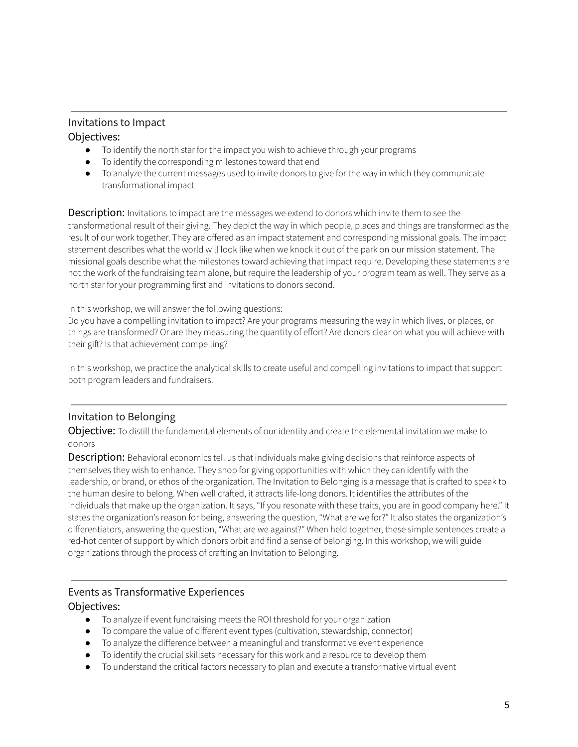---

## Invitations to Impact

### Objectives:

- To identify the north star for the impact you wish to achieve through your programs
- To identify the corresponding milestones toward that end
- To analyze the current messages used to invite donors to give for the way in which they communicate transformational impact

**Description:** Invitations to impact are the messages we extend to donors which invite them to see the transformational result of their giving. They depict the way in which people, places and things are transformed as the result of our work together. They are offered as an impact statement and corresponding missional goals. The impact statement describes what the world will look like when we knock it out of the park on our mission statement. The missional goals describe what the milestones toward achieving that impact require. Developing these statements are not the work of the fundraising team alone, but require the leadership of your program team as well. They serve as a north star for your programming first and invitations to donors second.

In this workshop, we will answer the following questions:
Do you have a compelling invitation to impact? Are your programs measuring the way in which lives, or places, or things are transformed? Or are they measuring the quantity of effort? Are donors clear on what you will achieve with their gift? Is that achievement compelling?

In this workshop, we practice the analytical skills to create useful and compelling invitations to impact that support both program leaders and fundraisers.

---

## Invitation to Belonging

**Objective:** To distill the fundamental elements of our identity and create the elemental invitation we make to donors

**Description:** Behavioral economics tell us that individuals make giving decisions that reinforce aspects of themselves they wish to enhance. They shop for giving opportunities with which they can identify with the leadership, or brand, or ethos of the organization. The Invitation to Belonging is a message that is crafted to speak to the human desire to belong. When well crafted, it attracts life-long donors. It identifies the attributes of the individuals that make up the organization. It says, "If you resonate with these traits, you are in good company here." It states the organization's reason for being, answering the question, "What are we for?" It also states the organization's differentiators, answering the question, "What are we against?" When held together, these simple sentences create a red-hot center of support by which donors orbit and find a sense of belonging. In this workshop, we will guide organizations through the process of crafting an Invitation to Belonging.

---

## Events as Transformative Experiences

### Objectives:

- To analyze if event fundraising meets the ROI threshold for your organization
- To compare the value of different event types (cultivation, stewardship, connector)
- To analyze the difference between a meaningful and transformative event experience
- To identify the crucial skillsets necessary for this work and a resource to develop them
- To understand the critical factors necessary to plan and execute a transformative virtual event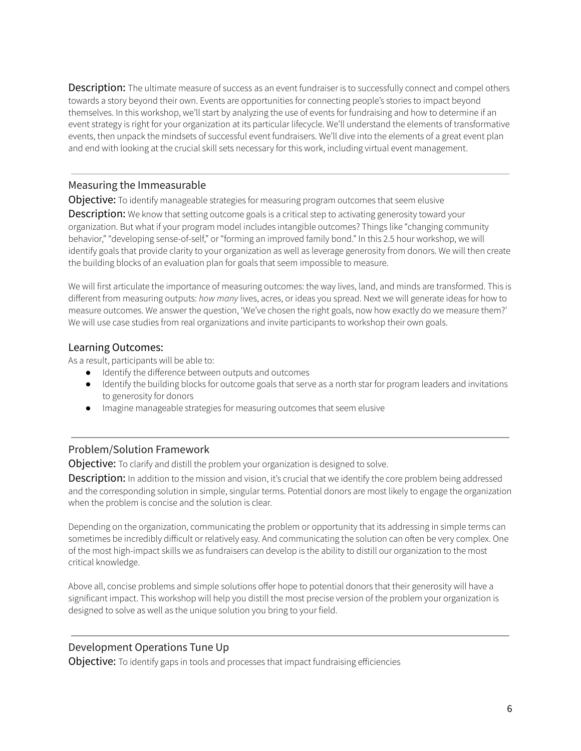**Description:** The ultimate measure of success as an event fundraiser is to successfully connect and compel others towards a story beyond their own. Events are opportunities for connecting people's stories to impact beyond themselves. In this workshop, we'll start by analyzing the use of events for fundraising and how to determine if an event strategy is right for your organization at its particular lifecycle. We'll understand the elements of transformative events, then unpack the mindsets of successful event fundraisers. We'll dive into the elements of a great event plan and end with looking at the crucial skill sets necessary for this work, including virtual event management.

---

## Measuring the Immeasurable

**Objective:** To identify manageable strategies for measuring program outcomes that seem elusive

**Description:** We know that setting outcome goals is a critical step to activating generosity toward your organization. But what if your program model includes intangible outcomes? Things like "changing community behavior," "developing sense-of-self," or "forming an improved family bond." In this 2.5 hour workshop, we will identify goals that provide clarity to your organization as well as leverage generosity from donors. We will then create the building blocks of an evaluation plan for goals that seem impossible to measure.

We will first articulate the importance of measuring outcomes: the way lives, land, and minds are transformed. This is different from measuring outputs: *how many* lives, acres, or ideas you spread. Next we will generate ideas for how to measure outcomes. We answer the question, 'We've chosen the right goals, now how exactly do we measure them?' We will use case studies from real organizations and invite participants to workshop their own goals.

### Learning Outcomes:

As a result, participants will be able to:

- Identify the difference between outputs and outcomes
- Identify the building blocks for outcome goals that serve as a north star for program leaders and invitations to generosity for donors
- Imagine manageable strategies for measuring outcomes that seem elusive

---

## Problem/Solution Framework

**Objective:** To clarify and distill the problem your organization is designed to solve.

**Description:** In addition to the mission and vision, it's crucial that we identify the core problem being addressed and the corresponding solution in simple, singular terms. Potential donors are most likely to engage the organization when the problem is concise and the solution is clear.

Depending on the organization, communicating the problem or opportunity that its addressing in simple terms can sometimes be incredibly difficult or relatively easy. And communicating the solution can often be very complex. One of the most high-impact skills we as fundraisers can develop is the ability to distill our organization to the most critical knowledge.

Above all, concise problems and simple solutions offer hope to potential donors that their generosity will have a significant impact. This workshop will help you distill the most precise version of the problem your organization is designed to solve as well as the unique solution you bring to your field.

---

## Development Operations Tune Up

**Objective:** To identify gaps in tools and processes that impact fundraising efficiencies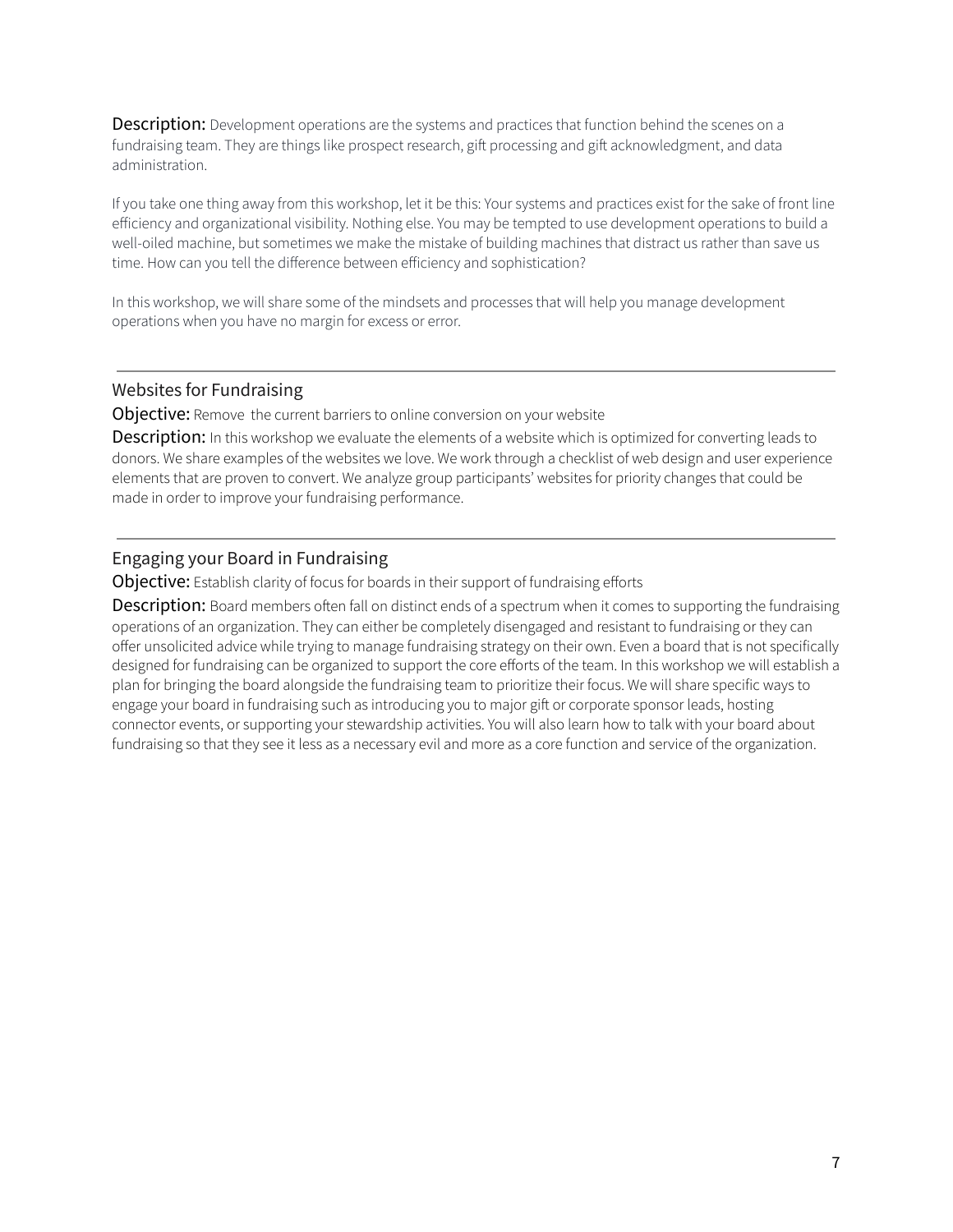**Description:** Development operations are the systems and practices that function behind the scenes on a fundraising team. They are things like prospect research, gift processing and gift acknowledgment, and data administration.

If you take one thing away from this workshop, let it be this: Your systems and practices exist for the sake of front line efficiency and organizational visibility. Nothing else. You may be tempted to use development operations to build a well-oiled machine, but sometimes we make the mistake of building machines that distract us rather than save us time. How can you tell the difference between efficiency and sophistication?

In this workshop, we will share some of the mindsets and processes that will help you manage development operations when you have no margin for excess or error.

---

## Websites for Fundraising

**Objective:** Remove the current barriers to online conversion on your website

**Description:** In this workshop we evaluate the elements of a website which is optimized for converting leads to donors. We share examples of the websites we love. We work through a checklist of web design and user experience elements that are proven to convert. We analyze group participants' websites for priority changes that could be made in order to improve your fundraising performance.

---

## Engaging your Board in Fundraising

**Objective:** Establish clarity of focus for boards in their support of fundraising efforts

**Description:** Board members often fall on distinct ends of a spectrum when it comes to supporting the fundraising operations of an organization. They can either be completely disengaged and resistant to fundraising or they can offer unsolicited advice while trying to manage fundraising strategy on their own. Even a board that is not specifically designed for fundraising can be organized to support the core efforts of the team. In this workshop we will establish a plan for bringing the board alongside the fundraising team to prioritize their focus. We will share specific ways to engage your board in fundraising such as introducing you to major gift or corporate sponsor leads, hosting connector events, or supporting your stewardship activities. You will also learn how to talk with your board about fundraising so that they see it less as a necessary evil and more as a core function and service of the organization.